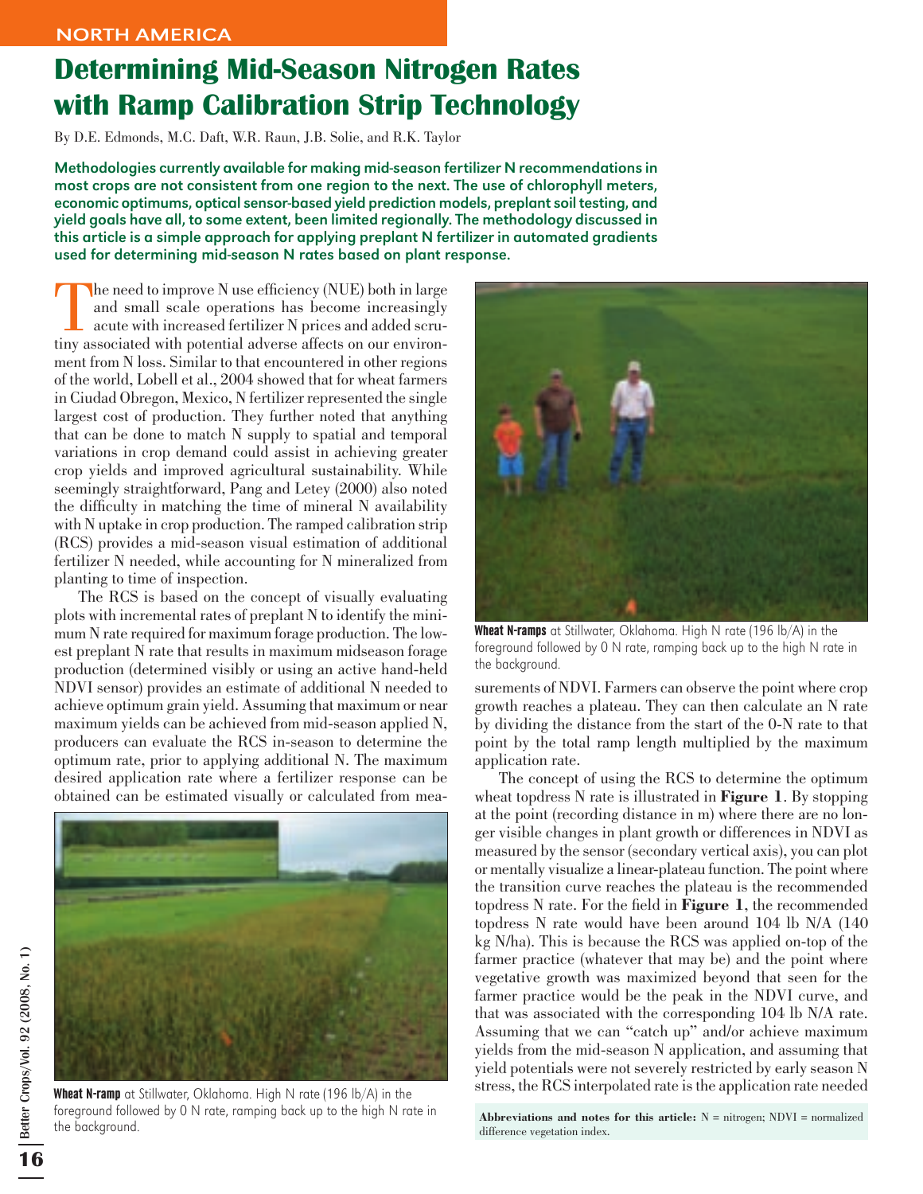NORTH AMERICA

# Determining Mid-Season Nitrogen Rates with Ramp Calibration Strip Technology

By D.E. Edmonds, M.C. Daft, W.R. Raun, J.B. Solie, and R.K. Taylor

**Methodologies currently available for making mid-season fertilizer N recommendations in most crops are not consistent from one region to the next. The use of chlorophyll meters, economic optimums, optical sensor-based yield prediction models, preplant soil testing, and yield goals have all, to some extent, been limited regionally. The methodology discussed in this article is a simple approach for applying preplant N fertilizer in automated gradients used for determining mid-season N rates based on plant response.**

The need to improve N use efficiency (NUE) both in large and small scale operations has become increasingly acute with increased fertilizer N prices and added scrutiny associated with potential adverse affects on our environment from N loss. Similar to that encountered in other regions of the world, Lobell et al., 2004 showed that for wheat farmers in Ciudad Obregon, Mexico, N fertilizer represented the single largest cost of production. They further noted that anything that can be done to match N supply to spatial and temporal variations in crop demand could assist in achieving greater crop yields and improved agricultural sustainability. While seemingly straightforward, Pang and Letey (2000) also noted the difficulty in matching the time of mineral N availability with N uptake in crop production. The ramped calibration strip (RCS) provides a mid-season visual estimation of additional fertilizer N needed, while accounting for N mineralized from planting to time of inspection.

The RCS is based on the concept of visually evaluating plots with incremental rates of preplant N to identify the minimum N rate required for maximum forage production. The lowest preplant N rate that results in maximum midseason forage production (determined visibly or using an active hand-held NDVI sensor) provides an estimate of additional N needed to achieve optimum grain yield. Assuming that maximum or near maximum yields can be achieved from mid-season applied N, producers can evaluate the RCS in-season to determine the optimum rate, prior to applying additional N. The maximum desired application rate where a fertilizer response can be obtained can be estimated visually or calculated from measurements of NDVI. Farmers can observe the point where crop growth reaches a plateau. They can then calculate an N rate by dividing the distance from the start of the 0-N rate to that point by the total ramp length multiplied by the maximum application rate.

**Wheat N-ramp** at Stillwater, Oklahoma. High N rate (196 lb/A) in the foreground followed by 0 N rate, ramping back up to the high N rate in the background.

**Wheat N-ramps** at Stillwater, Oklahoma. High N rate (196 lb/A) in the foreground followed by 0 N rate, ramping back up to the high N rate in the background.

The concept of using the RCS to determine the optimum wheat topdress N rate is illustrated in **Figure 1**. By stopping at the point (recording distance in m) where there are no longer visible changes in plant growth or differences in NDVI as measured by the sensor (secondary vertical axis), you can plot or mentally visualize a linear-plateau function. The point where the transition curve reaches the plateau is the recommended topdress N rate. For the field in **Figure 1**, the recommended topdress N rate would have been around 104 lb N/A (140 kg N/ha). This is because the RCS was applied on-top of the farmer practice (whatever that may be) and the point where vegetative growth was maximized beyond that seen for the farmer practice would be the peak in the NDVI curve, and that was associated with the corresponding 104 lb N/A rate. Assuming that we can "catch up" and/or achieve maximum yields from the mid-season N application, and assuming that yield potentials were not severely restricted by early season N stress, the RCS interpolated rate is the application rate needed

**Abbreviations and notes for this article:** N = nitrogen; NDVI = normalized difference vegetation index.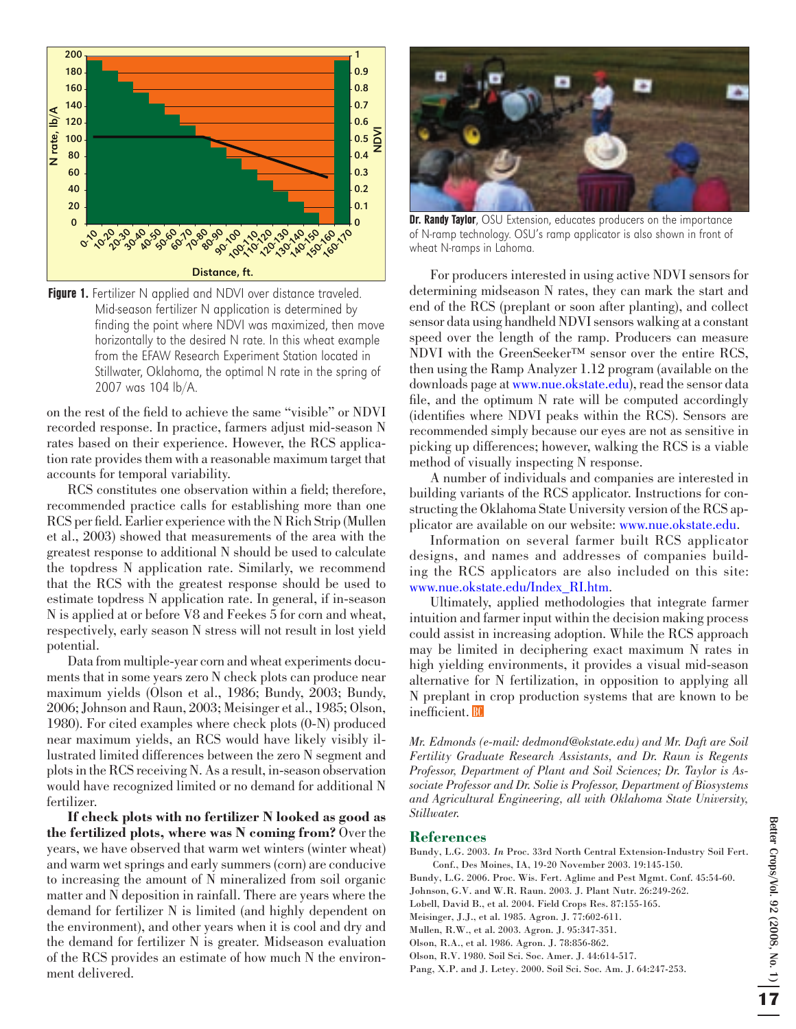200
180
160
140
120
100
80
60
40
20
0

N rate, lb/A

1
0.9
0.8
0.7
0.6
0.5
0.4
0.3
0.2
0.1
0

NDVI

0-10 10-20 20-30 30-40 40-50 50-60 60-70 70-80 80-90 90-100 100-110 110-120 120-130 130-140 140-150 150-160 160-170

Distance, ft.

**Figure 1.** Fertilizer N applied and NDVI over distance traveled. Mid-season fertilizer N application is determined by finding the point where NDVI was maximized, then move horizontally to the desired N rate. In this wheat example from the EFAW Research Experiment Station located in Stillwater, Oklahoma, the optimal N rate in the spring of 2007 was 104 lb/A.

on the rest of the field to achieve the same "visible" or NDVI recorded response. In practice, farmers adjust mid-season N rates based on their experience. However, the RCS application rate provides them with a reasonable maximum target that accounts for temporal variability.

RCS constitutes one observation within a field; therefore, recommended practice calls for establishing more than one RCS per field. Earlier experience with the N Rich Strip (Mullen et al., 2003) showed that measurements of the area with the greatest response to additional N should be used to calculate the topdress N application rate. Similarly, we recommend that the RCS with the greatest response should be used to estimate topdress N application rate. In general, if in-season N is applied at or before V8 and Feekes 5 for corn and wheat, respectively, early season N stress will not result in lost yield potential.

Data from multiple-year corn and wheat experiments documents that in some years zero N check plots can produce near maximum yields (Olson et al., 1986; Bundy, 2003; Bundy, 2006; Johnson and Raun, 2003; Meisinger et al., 1985; Olson, 1980). For cited examples where check plots (0-N) produced near maximum yields, an RCS would have likely visibly illustrated limited differences between the zero N segment and plots in the RCS receiving N. As a result, in-season observation would have recognized limited or no demand for additional N fertilizer.

**If check plots with no fertilizer N looked as good as the fertilized plots, where was N coming from?** Over the years, we have observed that warm wet winters (winter wheat) and warm wet springs and early summers (corn) are conducive to increasing the amount of N mineralized from soil organic matter and N deposition in rainfall. There are years where the demand for fertilizer N is limited (and highly dependent on the environment), and other years when it is cool and dry and the demand for fertilizer N is greater. Midseason evaluation of the RCS provides an estimate of how much N the environment delivered.

**Dr. Randy Taylor**, OSU Extension, educates producers on the importance of N-ramp technology. OSU's ramp applicator is also shown in front of wheat N-ramps in Lahoma.

For producers interested in using active NDVI sensors for determining midseason N rates, they can mark the start and end of the RCS (preplant or soon after planting), and collect sensor data using handheld NDVI sensors walking at a constant speed over the length of the ramp. Producers can measure NDVI with the GreenSeeker™ sensor over the entire RCS, then using the Ramp Analyzer 1.12 program (available on the downloads page at www.nue.okstate.edu), read the sensor data file, and the optimum N rate will be computed accordingly (identifies where NDVI peaks within the RCS). Sensors are recommended simply because our eyes are not as sensitive in picking up differences; however, walking the RCS is a viable method of visually inspecting N response.

A number of individuals and companies are interested in building variants of the RCS applicator. Instructions for constructing the Oklahoma State University version of the RCS applicator are available on our website: www.nue.okstate.edu.

Information on several farmer built RCS applicator designs, and names and addresses of companies building the RCS applicators are also included on this site: www.nue.okstate.edu/Index_RI.htm.

Ultimately, applied methodologies that integrate farmer intuition and farmer input within the decision making process could assist in increasing adoption. While the RCS approach may be limited in deciphering exact maximum N rates in high yielding environments, it provides a visual mid-season alternative for N fertilization, in opposition to applying all N preplant in crop production systems that are known to be inefficient.

*Mr. Edmonds (e-mail: dedmond@okstate.edu) and Mr. Daft are Soil Fertility Graduate Research Assistants, and Dr. Raun is Regents Professor, Department of Plant and Soil Sciences; Dr. Taylor is Associate Professor and Dr. Solie is Professor, Department of Biosystems and Agricultural Engineering, all with Oklahoma State University, Stillwater.*

## References

Bundy, L.G. 2003. *In* Proc. 33rd North Central Extension-Industry Soil Fert. Conf., Des Moines, IA, 19-20 November 2003. 19:145-150.

Bundy, L.G. 2006. Proc. Wis. Fert. Aglime and Pest Mgmt. Conf. 45:54-60.

Johnson, G.V. and W.R. Raun. 2003. J. Plant Nutr. 26:249-262.

Lobell, David B., et al. 2004. Field Crops Res. 87:155-165.

Meisinger, J.J., et al. 1985. Agron. J. 77:602-611.

Mullen, R.W., et al. 2003. Agron. J. 95:347-351.

Olson, R.A., et al. 1986. Agron. J. 78:856-862.

Olson, R.V. 1980. Soil Sci. Soc. Amer. J. 44:614-517.

Pang, X.P. and J. Letey. 2000. Soil Sci. Soc. Am. J. 64:247-253.